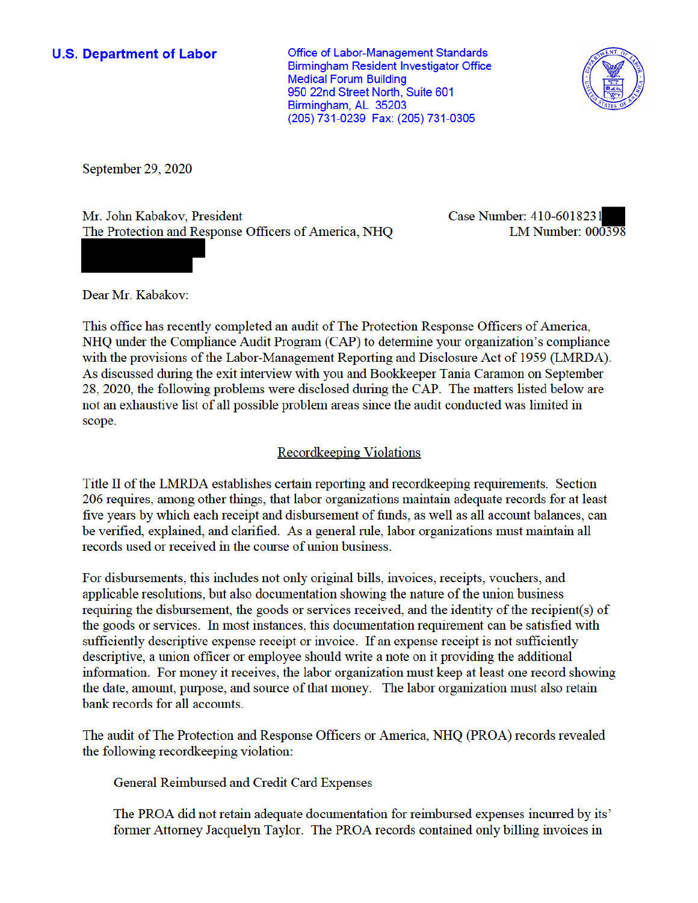**U.S. Department of Labor**

Office of Labor-Management Standards
Birmingham Resident Investigator Office
Medical Forum Building
950 22nd Street North, Suite 601
Birmingham, AL 35203
(205) 731-0239 Fax: (205) 731-0305

September 29, 2020

Mr. John Kabakov, President
The Protection and Response Officers of America, NHQ

Case Number: 410-6018231
LM Number: 000398

Dear Mr. Kabakov:

This office has recently completed an audit of The Protection Response Officers of America, NHQ under the Compliance Audit Program (CAP) to determine your organization's compliance with the provisions of the Labor-Management Reporting and Disclosure Act of 1959 (LMRDA). As discussed during the exit interview with you and Bookkeeper Tania Caramon on September 28, 2020, the following problems were disclosed during the CAP. The matters listed below are not an exhaustive list of all possible problem areas since the audit conducted was limited in scope.

## Recordkeeping Violations

Title II of the LMRDA establishes certain reporting and recordkeeping requirements. Section 206 requires, among other things, that labor organizations maintain adequate records for at least five years by which each receipt and disbursement of funds, as well as all account balances, can be verified, explained, and clarified. As a general rule, labor organizations must maintain all records used or received in the course of union business.

For disbursements, this includes not only original bills, invoices, receipts, vouchers, and applicable resolutions, but also documentation showing the nature of the union business requiring the disbursement, the goods or services received, and the identity of the recipient(s) of the goods or services. In most instances, this documentation requirement can be satisfied with sufficiently descriptive expense receipt or invoice. If an expense receipt is not sufficiently descriptive, a union officer or employee should write a note on it providing the additional information. For money it receives, the labor organization must keep at least one record showing the date, amount, purpose, and source of that money. The labor organization must also retain bank records for all accounts.

The audit of The Protection and Response Officers or America, NHQ (PROA) records revealed the following recordkeeping violation:

General Reimbursed and Credit Card Expenses

The PROA did not retain adequate documentation for reimbursed expenses incurred by its' former Attorney Jacquelyn Taylor. The PROA records contained only billing invoices in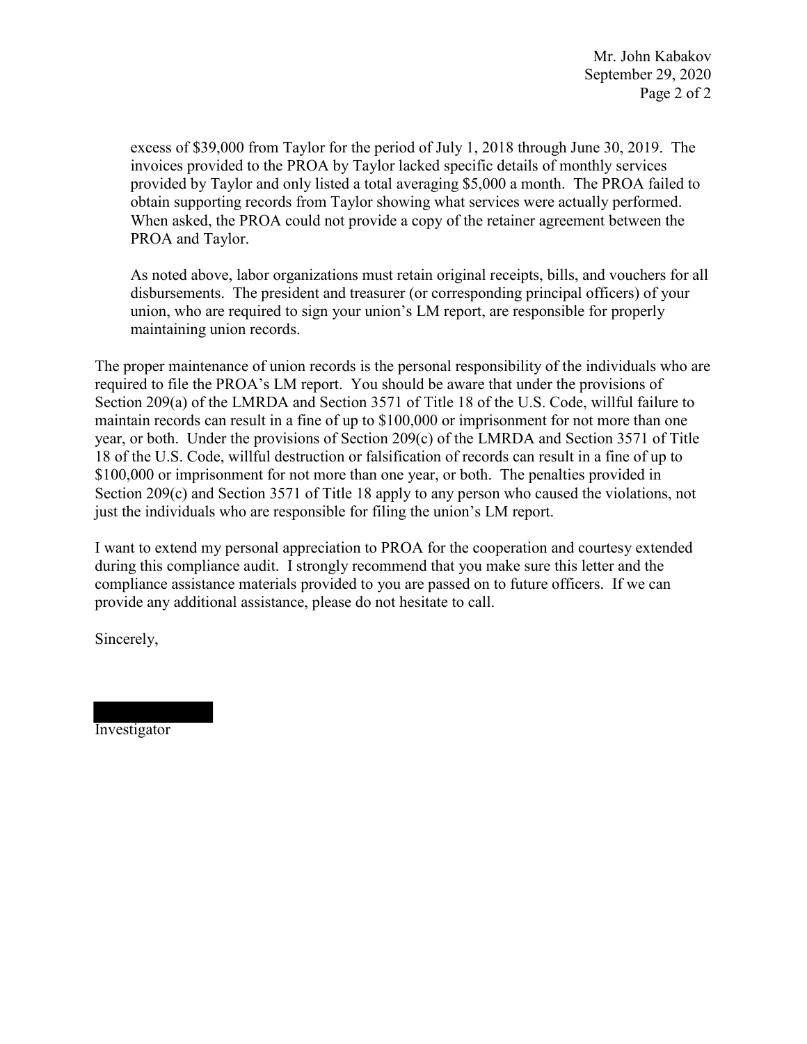excess of $39,000 from Taylor for the period of July 1, 2018 through June 30, 2019. The invoices provided to the PROA by Taylor lacked specific details of monthly services provided by Taylor and only listed a total averaging $5,000 a month. The PROA failed to obtain supporting records from Taylor showing what services were actually performed. When asked, the PROA could not provide a copy of the retainer agreement between the PROA and Taylor.

As noted above, labor organizations must retain original receipts, bills, and vouchers for all disbursements. The president and treasurer (or corresponding principal officers) of your union, who are required to sign your union's LM report, are responsible for properly maintaining union records.

The proper maintenance of union records is the personal responsibility of the individuals who are required to file the PROA's LM report. You should be aware that under the provisions of Section 209(a) of the LMRDA and Section 3571 of Title 18 of the U.S. Code, willful failure to maintain records can result in a fine of up to $100,000 or imprisonment for not more than one year, or both. Under the provisions of Section 209(c) of the LMRDA and Section 3571 of Title 18 of the U.S. Code, willful destruction or falsification of records can result in a fine of up to $100,000 or imprisonment for not more than one year, or both. The penalties provided in Section 209(c) and Section 3571 of Title 18 apply to any person who caused the violations, not just the individuals who are responsible for filing the union's LM report.

I want to extend my personal appreciation to PROA for the cooperation and courtesy extended during this compliance audit. I strongly recommend that you make sure this letter and the compliance assistance materials provided to you are passed on to future officers. If we can provide any additional assistance, please do not hesitate to call.

Sincerely,

Investigator